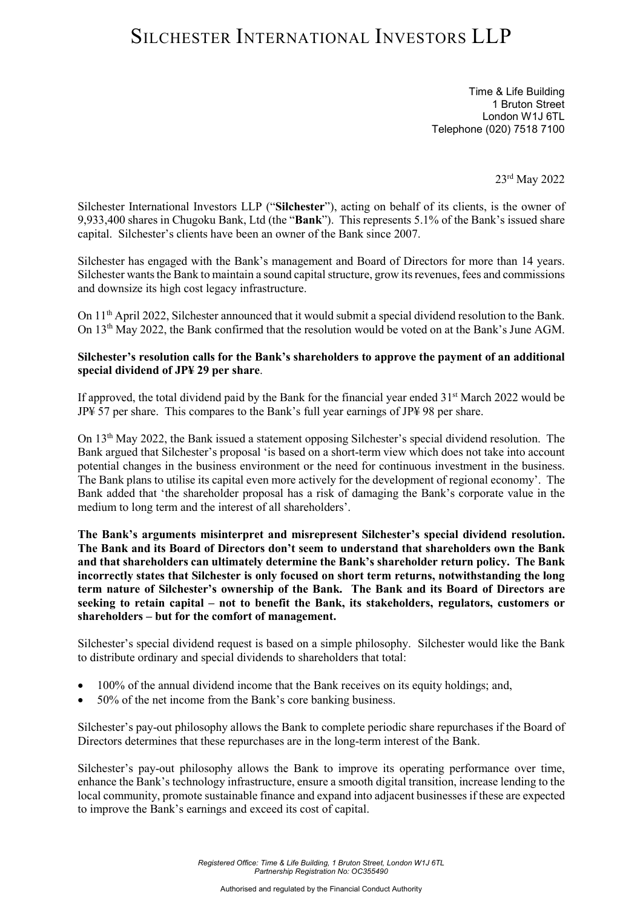# Silchester International Investors LLP

Time & Life Building
1 Bruton Street
London W1J 6TL
Telephone (020) 7518 7100

23rd May 2022

Silchester International Investors LLP ("**Silchester**"), acting on behalf of its clients, is the owner of 9,933,400 shares in Chugoku Bank, Ltd (the "**Bank**"). This represents 5.1% of the Bank's issued share capital. Silchester's clients have been an owner of the Bank since 2007.

Silchester has engaged with the Bank's management and Board of Directors for more than 14 years. Silchester wants the Bank to maintain a sound capital structure, grow its revenues, fees and commissions and downsize its high cost legacy infrastructure.

On 11th April 2022, Silchester announced that it would submit a special dividend resolution to the Bank. On 13th May 2022, the Bank confirmed that the resolution would be voted on at the Bank's June AGM.

**Silchester's resolution calls for the Bank's shareholders to approve the payment of an additional special dividend of JP¥ 29 per share**.

If approved, the total dividend paid by the Bank for the financial year ended 31st March 2022 would be JP¥ 57 per share. This compares to the Bank's full year earnings of JP¥ 98 per share.

On 13th May 2022, the Bank issued a statement opposing Silchester's special dividend resolution. The Bank argued that Silchester's proposal 'is based on a short-term view which does not take into account potential changes in the business environment or the need for continuous investment in the business. The Bank plans to utilise its capital even more actively for the development of regional economy'. The Bank added that 'the shareholder proposal has a risk of damaging the Bank's corporate value in the medium to long term and the interest of all shareholders'.

**The Bank's arguments misinterpret and misrepresent Silchester's special dividend resolution. The Bank and its Board of Directors don't seem to understand that shareholders own the Bank and that shareholders can ultimately determine the Bank's shareholder return policy. The Bank incorrectly states that Silchester is only focused on short term returns, notwithstanding the long term nature of Silchester's ownership of the Bank. The Bank and its Board of Directors are seeking to retain capital – not to benefit the Bank, its stakeholders, regulators, customers or shareholders – but for the comfort of management.**

Silchester's special dividend request is based on a simple philosophy. Silchester would like the Bank to distribute ordinary and special dividends to shareholders that total:

- 100% of the annual dividend income that the Bank receives on its equity holdings; and,
- 50% of the net income from the Bank's core banking business.

Silchester's pay-out philosophy allows the Bank to complete periodic share repurchases if the Board of Directors determines that these repurchases are in the long-term interest of the Bank.

Silchester's pay-out philosophy allows the Bank to improve its operating performance over time, enhance the Bank's technology infrastructure, ensure a smooth digital transition, increase lending to the local community, promote sustainable finance and expand into adjacent businesses if these are expected to improve the Bank's earnings and exceed its cost of capital.

*Registered Office: Time & Life Building, 1 Bruton Street, London W1J 6TL*
*Partnership Registration No: OC355490*

Authorised and regulated by the Financial Conduct Authority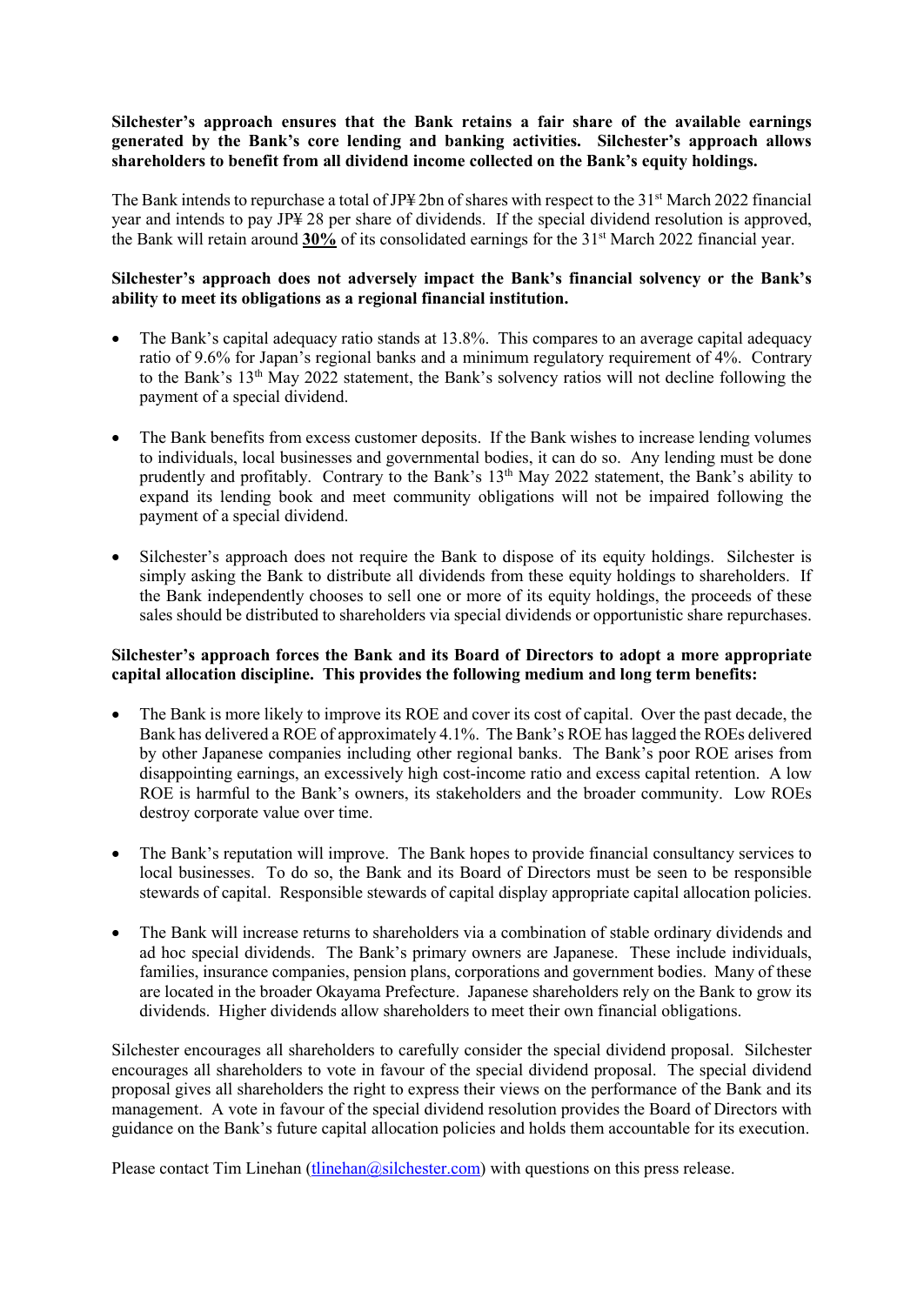**Silchester's approach ensures that the Bank retains a fair share of the available earnings generated by the Bank's core lending and banking activities. Silchester's approach allows shareholders to benefit from all dividend income collected on the Bank's equity holdings.**

The Bank intends to repurchase a total of JP¥ 2bn of shares with respect to the 31st March 2022 financial year and intends to pay JP¥ 28 per share of dividends. If the special dividend resolution is approved, the Bank will retain around **30%** of its consolidated earnings for the 31st March 2022 financial year.

**Silchester's approach does not adversely impact the Bank's financial solvency or the Bank's ability to meet its obligations as a regional financial institution.**

- The Bank's capital adequacy ratio stands at 13.8%. This compares to an average capital adequacy ratio of 9.6% for Japan's regional banks and a minimum regulatory requirement of 4%. Contrary to the Bank's 13th May 2022 statement, the Bank's solvency ratios will not decline following the payment of a special dividend.
- The Bank benefits from excess customer deposits. If the Bank wishes to increase lending volumes to individuals, local businesses and governmental bodies, it can do so. Any lending must be done prudently and profitably. Contrary to the Bank's 13th May 2022 statement, the Bank's ability to expand its lending book and meet community obligations will not be impaired following the payment of a special dividend.
- Silchester's approach does not require the Bank to dispose of its equity holdings. Silchester is simply asking the Bank to distribute all dividends from these equity holdings to shareholders. If the Bank independently chooses to sell one or more of its equity holdings, the proceeds of these sales should be distributed to shareholders via special dividends or opportunistic share repurchases.

**Silchester's approach forces the Bank and its Board of Directors to adopt a more appropriate capital allocation discipline. This provides the following medium and long term benefits:**

- The Bank is more likely to improve its ROE and cover its cost of capital. Over the past decade, the Bank has delivered a ROE of approximately 4.1%. The Bank's ROE has lagged the ROEs delivered by other Japanese companies including other regional banks. The Bank's poor ROE arises from disappointing earnings, an excessively high cost-income ratio and excess capital retention. A low ROE is harmful to the Bank's owners, its stakeholders and the broader community. Low ROEs destroy corporate value over time.
- The Bank's reputation will improve. The Bank hopes to provide financial consultancy services to local businesses. To do so, the Bank and its Board of Directors must be seen to be responsible stewards of capital. Responsible stewards of capital display appropriate capital allocation policies.
- The Bank will increase returns to shareholders via a combination of stable ordinary dividends and ad hoc special dividends. The Bank's primary owners are Japanese. These include individuals, families, insurance companies, pension plans, corporations and government bodies. Many of these are located in the broader Okayama Prefecture. Japanese shareholders rely on the Bank to grow its dividends. Higher dividends allow shareholders to meet their own financial obligations.

Silchester encourages all shareholders to carefully consider the special dividend proposal. Silchester encourages all shareholders to vote in favour of the special dividend proposal. The special dividend proposal gives all shareholders the right to express their views on the performance of the Bank and its management. A vote in favour of the special dividend resolution provides the Board of Directors with guidance on the Bank's future capital allocation policies and holds them accountable for its execution.

Please contact Tim Linehan (tlinehan@silchester.com) with questions on this press release.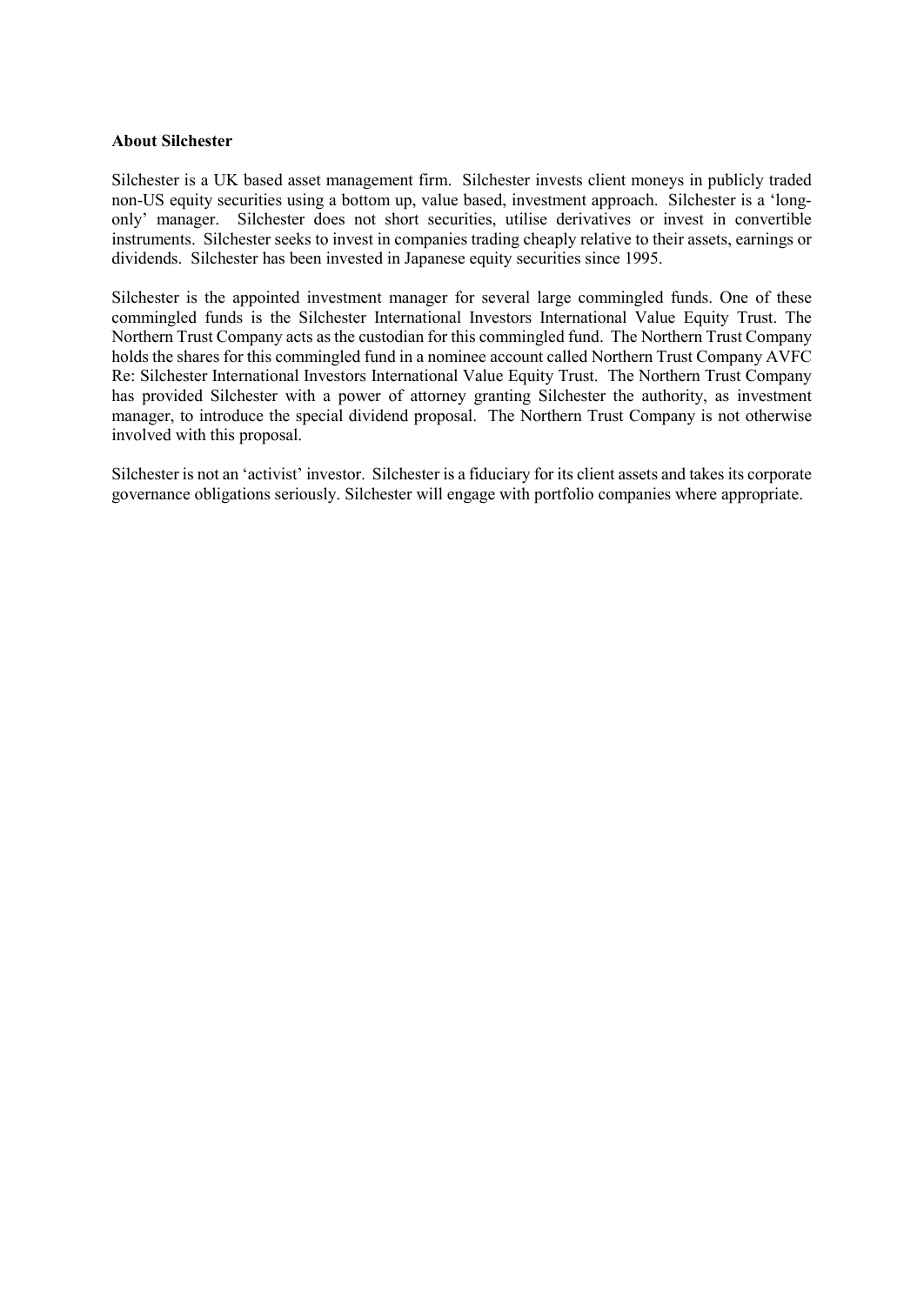**About Silchester**

Silchester is a UK based asset management firm. Silchester invests client moneys in publicly traded non-US equity securities using a bottom up, value based, investment approach. Silchester is a 'long-only' manager. Silchester does not short securities, utilise derivatives or invest in convertible instruments. Silchester seeks to invest in companies trading cheaply relative to their assets, earnings or dividends. Silchester has been invested in Japanese equity securities since 1995.

Silchester is the appointed investment manager for several large commingled funds. One of these commingled funds is the Silchester International Investors International Value Equity Trust. The Northern Trust Company acts as the custodian for this commingled fund. The Northern Trust Company holds the shares for this commingled fund in a nominee account called Northern Trust Company AVFC Re: Silchester International Investors International Value Equity Trust. The Northern Trust Company has provided Silchester with a power of attorney granting Silchester the authority, as investment manager, to introduce the special dividend proposal. The Northern Trust Company is not otherwise involved with this proposal.

Silchester is not an 'activist' investor. Silchester is a fiduciary for its client assets and takes its corporate governance obligations seriously. Silchester will engage with portfolio companies where appropriate.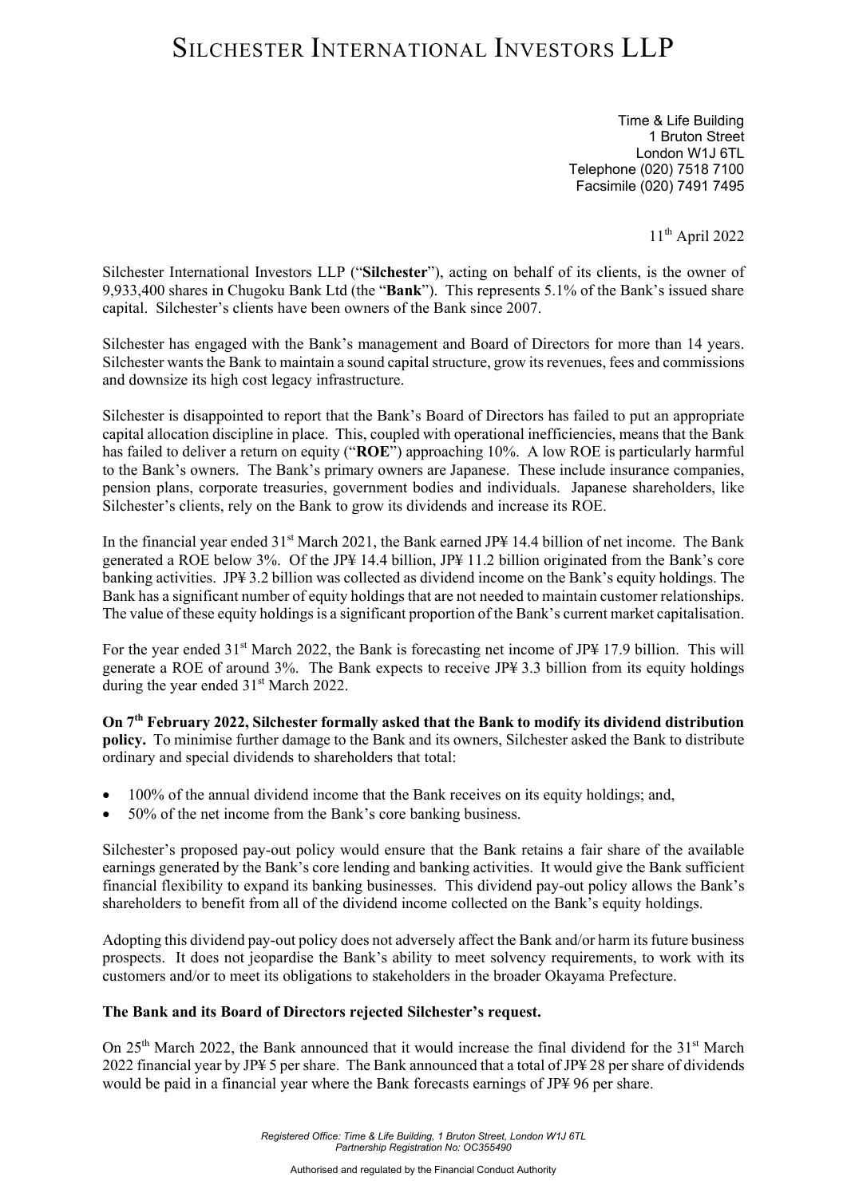# SILCHESTER INTERNATIONAL INVESTORS LLP

Time & Life Building
1 Bruton Street
London W1J 6TL
Telephone (020) 7518 7100
Facsimile (020) 7491 7495

11th April 2022

Silchester International Investors LLP ("**Silchester**"), acting on behalf of its clients, is the owner of 9,933,400 shares in Chugoku Bank Ltd (the "**Bank**"). This represents 5.1% of the Bank's issued share capital. Silchester's clients have been owners of the Bank since 2007.

Silchester has engaged with the Bank's management and Board of Directors for more than 14 years. Silchester wants the Bank to maintain a sound capital structure, grow its revenues, fees and commissions and downsize its high cost legacy infrastructure.

Silchester is disappointed to report that the Bank's Board of Directors has failed to put an appropriate capital allocation discipline in place. This, coupled with operational inefficiencies, means that the Bank has failed to deliver a return on equity ("**ROE**") approaching 10%. A low ROE is particularly harmful to the Bank's owners. The Bank's primary owners are Japanese. These include insurance companies, pension plans, corporate treasuries, government bodies and individuals. Japanese shareholders, like Silchester's clients, rely on the Bank to grow its dividends and increase its ROE.

In the financial year ended 31st March 2021, the Bank earned JP¥ 14.4 billion of net income. The Bank generated a ROE below 3%. Of the JP¥ 14.4 billion, JP¥ 11.2 billion originated from the Bank's core banking activities. JP¥ 3.2 billion was collected as dividend income on the Bank's equity holdings. The Bank has a significant number of equity holdings that are not needed to maintain customer relationships. The value of these equity holdings is a significant proportion of the Bank's current market capitalisation.

For the year ended 31st March 2022, the Bank is forecasting net income of JP¥ 17.9 billion. This will generate a ROE of around 3%. The Bank expects to receive JP¥ 3.3 billion from its equity holdings during the year ended 31st March 2022.

**On 7th February 2022, Silchester formally asked that the Bank to modify its dividend distribution policy.** To minimise further damage to the Bank and its owners, Silchester asked the Bank to distribute ordinary and special dividends to shareholders that total:

- 100% of the annual dividend income that the Bank receives on its equity holdings; and,
- 50% of the net income from the Bank's core banking business.

Silchester's proposed pay-out policy would ensure that the Bank retains a fair share of the available earnings generated by the Bank's core lending and banking activities. It would give the Bank sufficient financial flexibility to expand its banking businesses. This dividend pay-out policy allows the Bank's shareholders to benefit from all of the dividend income collected on the Bank's equity holdings.

Adopting this dividend pay-out policy does not adversely affect the Bank and/or harm its future business prospects. It does not jeopardise the Bank's ability to meet solvency requirements, to work with its customers and/or to meet its obligations to stakeholders in the broader Okayama Prefecture.

**The Bank and its Board of Directors rejected Silchester's request.**

On 25th March 2022, the Bank announced that it would increase the final dividend for the 31st March 2022 financial year by JP¥ 5 per share. The Bank announced that a total of JP¥ 28 per share of dividends would be paid in a financial year where the Bank forecasts earnings of JP¥ 96 per share.

*Registered Office: Time & Life Building, 1 Bruton Street, London W1J 6TL*
*Partnership Registration No: OC355490*

Authorised and regulated by the Financial Conduct Authority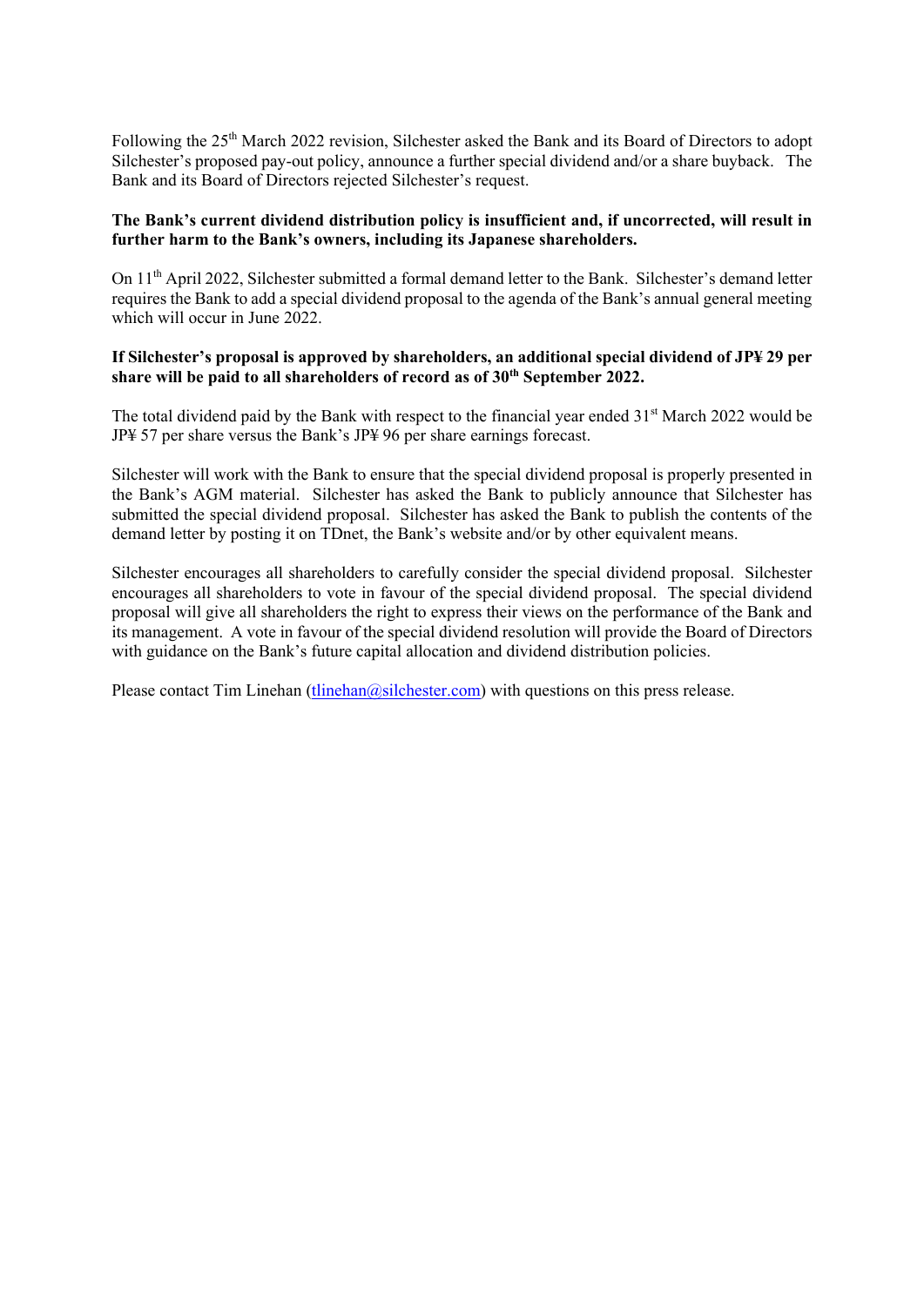Following the 25th March 2022 revision, Silchester asked the Bank and its Board of Directors to adopt Silchester's proposed pay-out policy, announce a further special dividend and/or a share buyback. The Bank and its Board of Directors rejected Silchester's request.

**The Bank's current dividend distribution policy is insufficient and, if uncorrected, will result in further harm to the Bank's owners, including its Japanese shareholders.**

On 11th April 2022, Silchester submitted a formal demand letter to the Bank. Silchester's demand letter requires the Bank to add a special dividend proposal to the agenda of the Bank's annual general meeting which will occur in June 2022.

**If Silchester's proposal is approved by shareholders, an additional special dividend of JP¥ 29 per share will be paid to all shareholders of record as of 30th September 2022.**

The total dividend paid by the Bank with respect to the financial year ended 31st March 2022 would be JP¥ 57 per share versus the Bank's JP¥ 96 per share earnings forecast.

Silchester will work with the Bank to ensure that the special dividend proposal is properly presented in the Bank's AGM material. Silchester has asked the Bank to publicly announce that Silchester has submitted the special dividend proposal. Silchester has asked the Bank to publish the contents of the demand letter by posting it on TDnet, the Bank's website and/or by other equivalent means.

Silchester encourages all shareholders to carefully consider the special dividend proposal. Silchester encourages all shareholders to vote in favour of the special dividend proposal. The special dividend proposal will give all shareholders the right to express their views on the performance of the Bank and its management. A vote in favour of the special dividend resolution will provide the Board of Directors with guidance on the Bank's future capital allocation and dividend distribution policies.

Please contact Tim Linehan (tlinehan@silchester.com) with questions on this press release.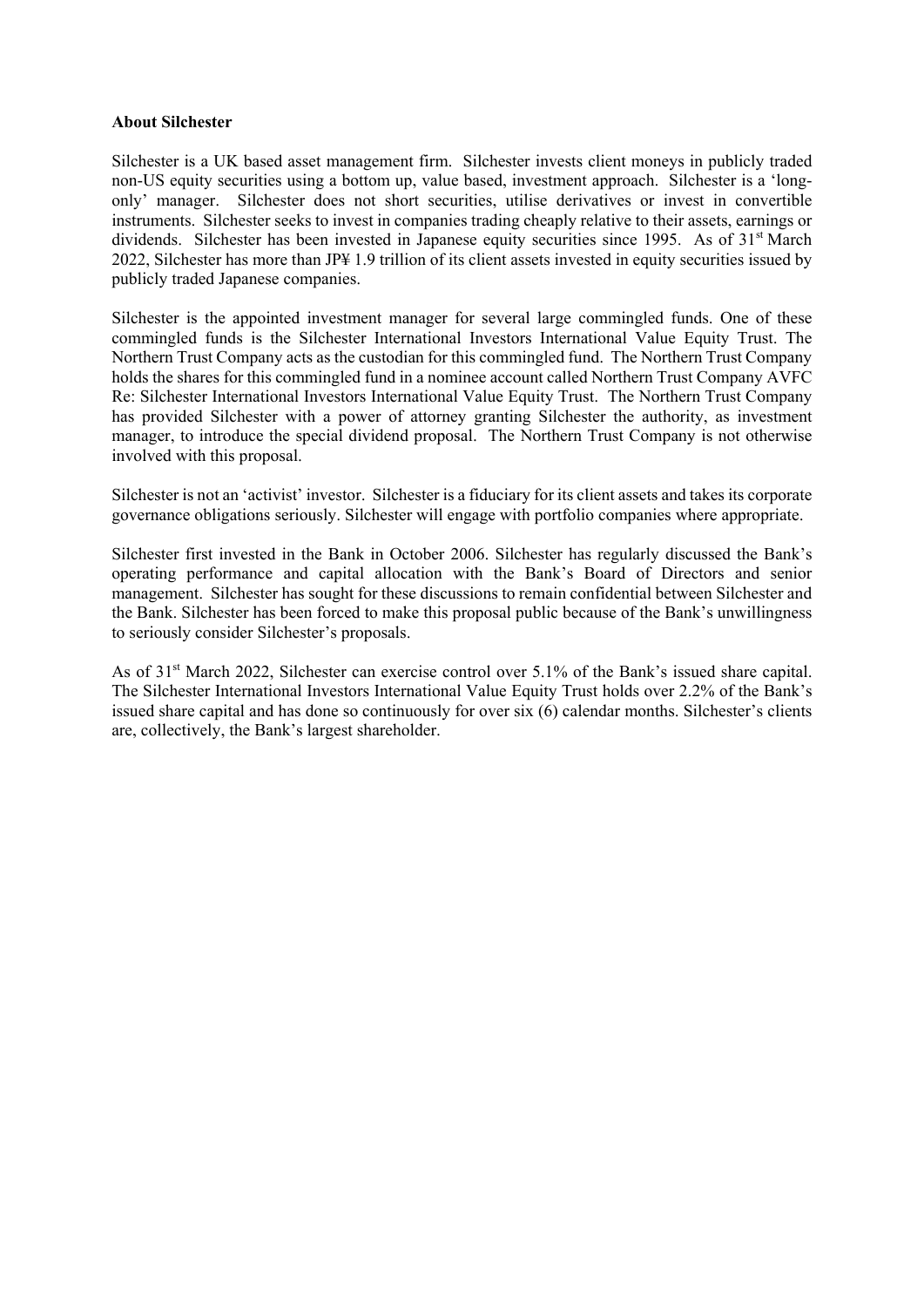**About Silchester**

Silchester is a UK based asset management firm. Silchester invests client moneys in publicly traded non-US equity securities using a bottom up, value based, investment approach. Silchester is a 'long-only' manager. Silchester does not short securities, utilise derivatives or invest in convertible instruments. Silchester seeks to invest in companies trading cheaply relative to their assets, earnings or dividends. Silchester has been invested in Japanese equity securities since 1995. As of 31st March 2022, Silchester has more than JP¥ 1.9 trillion of its client assets invested in equity securities issued by publicly traded Japanese companies.

Silchester is the appointed investment manager for several large commingled funds. One of these commingled funds is the Silchester International Investors International Value Equity Trust. The Northern Trust Company acts as the custodian for this commingled fund. The Northern Trust Company holds the shares for this commingled fund in a nominee account called Northern Trust Company AVFC Re: Silchester International Investors International Value Equity Trust. The Northern Trust Company has provided Silchester with a power of attorney granting Silchester the authority, as investment manager, to introduce the special dividend proposal. The Northern Trust Company is not otherwise involved with this proposal.

Silchester is not an 'activist' investor. Silchester is a fiduciary for its client assets and takes its corporate governance obligations seriously. Silchester will engage with portfolio companies where appropriate.

Silchester first invested in the Bank in October 2006. Silchester has regularly discussed the Bank's operating performance and capital allocation with the Bank's Board of Directors and senior management. Silchester has sought for these discussions to remain confidential between Silchester and the Bank. Silchester has been forced to make this proposal public because of the Bank's unwillingness to seriously consider Silchester's proposals.

As of 31st March 2022, Silchester can exercise control over 5.1% of the Bank's issued share capital. The Silchester International Investors International Value Equity Trust holds over 2.2% of the Bank's issued share capital and has done so continuously for over six (6) calendar months. Silchester's clients are, collectively, the Bank's largest shareholder.